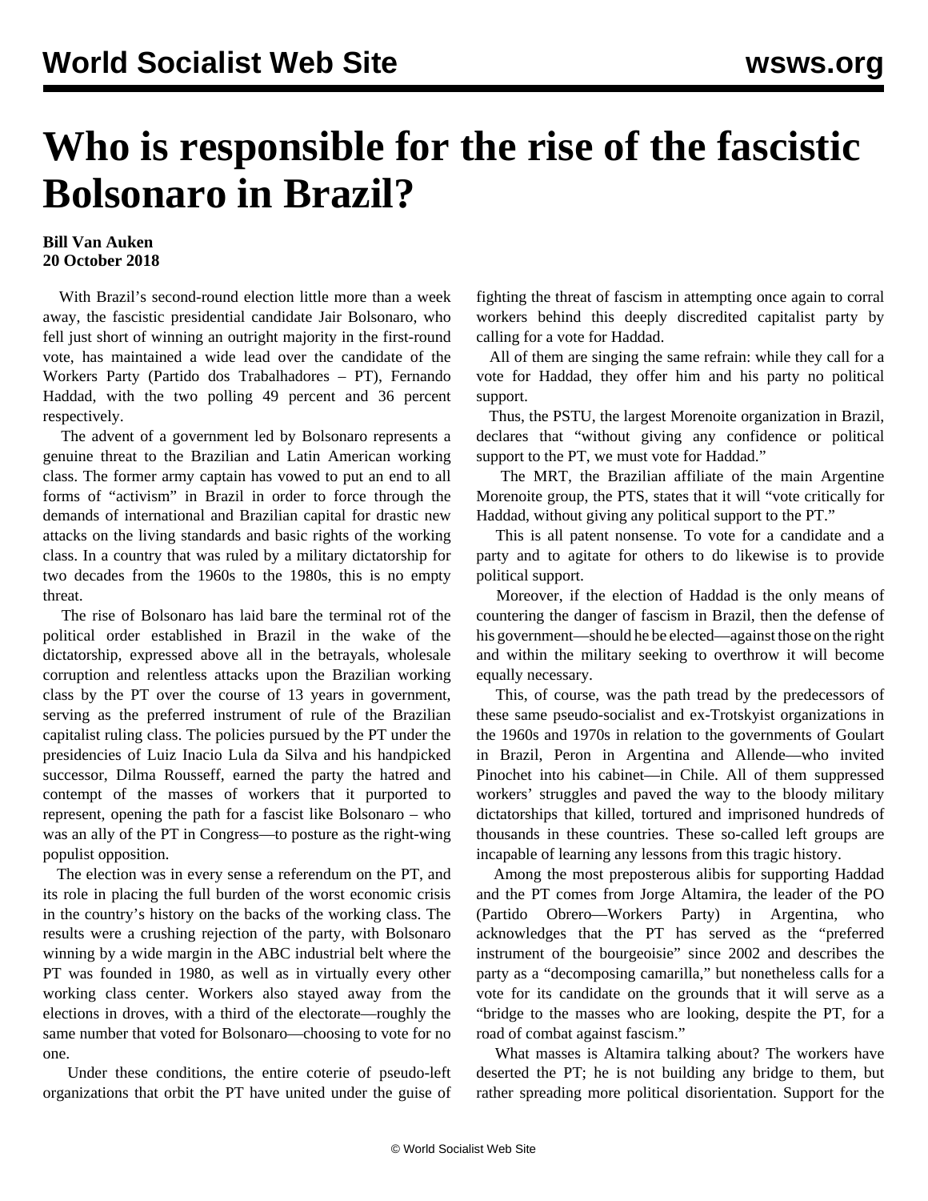# Who is responsible for the rise of the fascistic Bolsonaro in Brazil?

**Bill Van Auken**
**20 October 2018**

With Brazil's second-round election little more than a week away, the fascistic presidential candidate Jair Bolsonaro, who fell just short of winning an outright majority in the first-round vote, has maintained a wide lead over the candidate of the Workers Party (Partido dos Trabalhadores – PT), Fernando Haddad, with the two polling 49 percent and 36 percent respectively.

The advent of a government led by Bolsonaro represents a genuine threat to the Brazilian and Latin American working class. The former army captain has vowed to put an end to all forms of "activism" in Brazil in order to force through the demands of international and Brazilian capital for drastic new attacks on the living standards and basic rights of the working class. In a country that was ruled by a military dictatorship for two decades from the 1960s to the 1980s, this is no empty threat.

The rise of Bolsonaro has laid bare the terminal rot of the political order established in Brazil in the wake of the dictatorship, expressed above all in the betrayals, wholesale corruption and relentless attacks upon the Brazilian working class by the PT over the course of 13 years in government, serving as the preferred instrument of rule of the Brazilian capitalist ruling class. The policies pursued by the PT under the presidencies of Luiz Inacio Lula da Silva and his handpicked successor, Dilma Rousseff, earned the party the hatred and contempt of the masses of workers that it purported to represent, opening the path for a fascist like Bolsonaro – who was an ally of the PT in Congress—to posture as the right-wing populist opposition.

The election was in every sense a referendum on the PT, and its role in placing the full burden of the worst economic crisis in the country's history on the backs of the working class. The results were a crushing rejection of the party, with Bolsonaro winning by a wide margin in the ABC industrial belt where the PT was founded in 1980, as well as in virtually every other working class center. Workers also stayed away from the elections in droves, with a third of the electorate—roughly the same number that voted for Bolsonaro—choosing to vote for no one.

Under these conditions, the entire coterie of pseudo-left organizations that orbit the PT have united under the guise of fighting the threat of fascism in attempting once again to corral workers behind this deeply discredited capitalist party by calling for a vote for Haddad.

All of them are singing the same refrain: while they call for a vote for Haddad, they offer him and his party no political support.

Thus, the PSTU, the largest Morenoite organization in Brazil, declares that "without giving any confidence or political support to the PT, we must vote for Haddad."

The MRT, the Brazilian affiliate of the main Argentine Morenoite group, the PTS, states that it will "vote critically for Haddad, without giving any political support to the PT."

This is all patent nonsense. To vote for a candidate and a party and to agitate for others to do likewise is to provide political support.

Moreover, if the election of Haddad is the only means of countering the danger of fascism in Brazil, then the defense of his government—should he be elected—against those on the right and within the military seeking to overthrow it will become equally necessary.

This, of course, was the path tread by the predecessors of these same pseudo-socialist and ex-Trotskyist organizations in the 1960s and 1970s in relation to the governments of Goulart in Brazil, Peron in Argentina and Allende—who invited Pinochet into his cabinet—in Chile. All of them suppressed workers' struggles and paved the way to the bloody military dictatorships that killed, tortured and imprisoned hundreds of thousands in these countries. These so-called left groups are incapable of learning any lessons from this tragic history.

Among the most preposterous alibis for supporting Haddad and the PT comes from Jorge Altamira, the leader of the PO (Partido Obrero—Workers Party) in Argentina, who acknowledges that the PT has served as the "preferred instrument of the bourgeoisie" since 2002 and describes the party as a "decomposing camarilla," but nonetheless calls for a vote for its candidate on the grounds that it will serve as a "bridge to the masses who are looking, despite the PT, for a road of combat against fascism."

What masses is Altamira talking about? The workers have deserted the PT; he is not building any bridge to them, but rather spreading more political disorientation. Support for the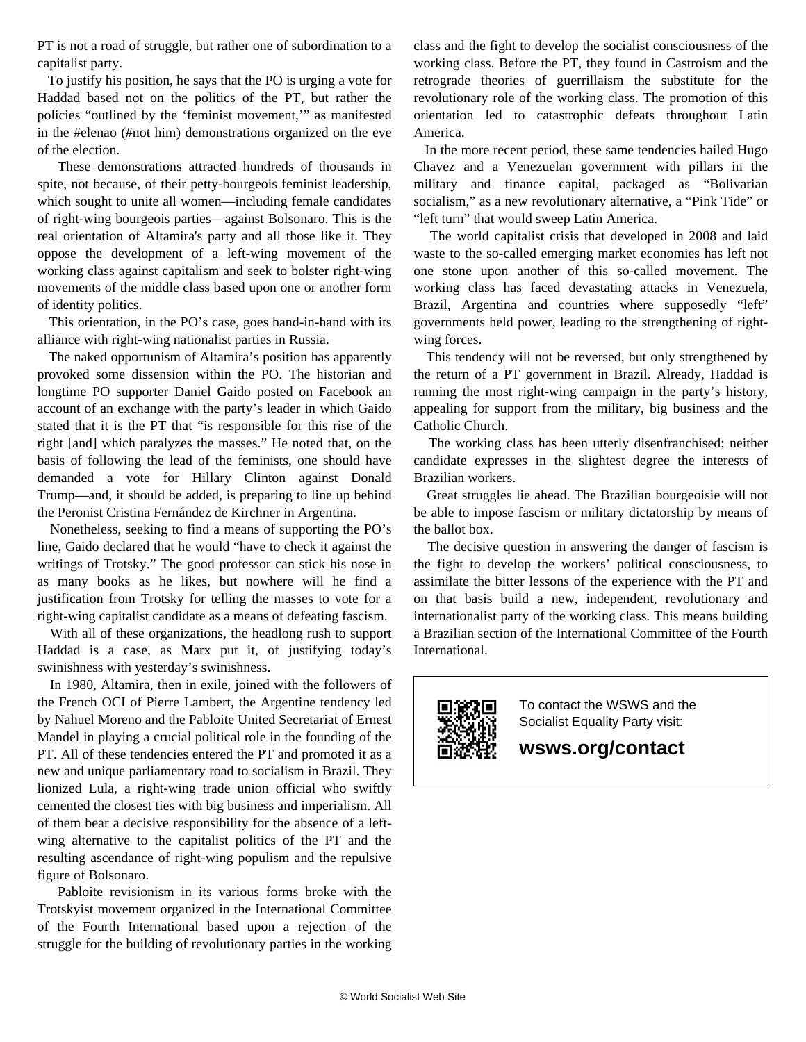PT is not a road of struggle, but rather one of subordination to a capitalist party.

To justify his position, he says that the PO is urging a vote for Haddad based not on the politics of the PT, but rather the policies "outlined by the 'feminist movement,'" as manifested in the #elenao (#not him) demonstrations organized on the eve of the election.

These demonstrations attracted hundreds of thousands in spite, not because, of their petty-bourgeois feminist leadership, which sought to unite all women—including female candidates of right-wing bourgeois parties—against Bolsonaro. This is the real orientation of Altamira's party and all those like it. They oppose the development of a left-wing movement of the working class against capitalism and seek to bolster right-wing movements of the middle class based upon one or another form of identity politics.

This orientation, in the PO's case, goes hand-in-hand with its alliance with right-wing nationalist parties in Russia.

The naked opportunism of Altamira's position has apparently provoked some dissension within the PO. The historian and longtime PO supporter Daniel Gaido posted on Facebook an account of an exchange with the party's leader in which Gaido stated that it is the PT that "is responsible for this rise of the right [and] which paralyzes the masses." He noted that, on the basis of following the lead of the feminists, one should have demanded a vote for Hillary Clinton against Donald Trump—and, it should be added, is preparing to line up behind the Peronist Cristina Fernández de Kirchner in Argentina.

Nonetheless, seeking to find a means of supporting the PO's line, Gaido declared that he would "have to check it against the writings of Trotsky." The good professor can stick his nose in as many books as he likes, but nowhere will he find a justification from Trotsky for telling the masses to vote for a right-wing capitalist candidate as a means of defeating fascism.

With all of these organizations, the headlong rush to support Haddad is a case, as Marx put it, of justifying today's swinishness with yesterday's swinishness.

In 1980, Altamira, then in exile, joined with the followers of the French OCI of Pierre Lambert, the Argentine tendency led by Nahuel Moreno and the Pabloite United Secretariat of Ernest Mandel in playing a crucial political role in the founding of the PT. All of these tendencies entered the PT and promoted it as a new and unique parliamentary road to socialism in Brazil. They lionized Lula, a right-wing trade union official who swiftly cemented the closest ties with big business and imperialism. All of them bear a decisive responsibility for the absence of a left-wing alternative to the capitalist politics of the PT and the resulting ascendance of right-wing populism and the repulsive figure of Bolsonaro.

Pabloite revisionism in its various forms broke with the Trotskyist movement organized in the International Committee of the Fourth International based upon a rejection of the struggle for the building of revolutionary parties in the working class and the fight to develop the socialist consciousness of the working class. Before the PT, they found in Castroism and the retrograde theories of guerrillaism the substitute for the revolutionary role of the working class. The promotion of this orientation led to catastrophic defeats throughout Latin America.

In the more recent period, these same tendencies hailed Hugo Chavez and a Venezuelan government with pillars in the military and finance capital, packaged as "Bolivarian socialism," as a new revolutionary alternative, a "Pink Tide" or "left turn" that would sweep Latin America.

The world capitalist crisis that developed in 2008 and laid waste to the so-called emerging market economies has left not one stone upon another of this so-called movement. The working class has faced devastating attacks in Venezuela, Brazil, Argentina and countries where supposedly "left" governments held power, leading to the strengthening of right-wing forces.

This tendency will not be reversed, but only strengthened by the return of a PT government in Brazil. Already, Haddad is running the most right-wing campaign in the party's history, appealing for support from the military, big business and the Catholic Church.

The working class has been utterly disenfranchised; neither candidate expresses in the slightest degree the interests of Brazilian workers.

Great struggles lie ahead. The Brazilian bourgeoisie will not be able to impose fascism or military dictatorship by means of the ballot box.

The decisive question in answering the danger of fascism is the fight to develop the workers' political consciousness, to assimilate the bitter lessons of the experience with the PT and on that basis build a new, independent, revolutionary and internationalist party of the working class. This means building a Brazilian section of the International Committee of the Fourth International.

To contact the WSWS and the Socialist Equality Party visit:

**wsws.org/contact**